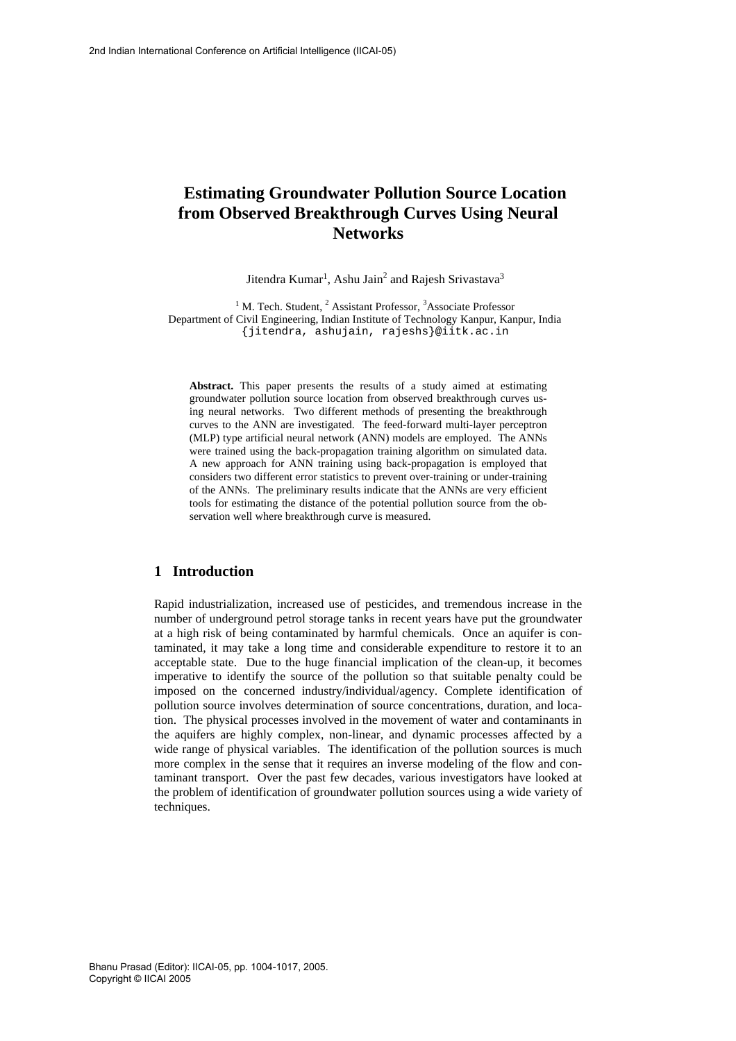# Estimating Groundwater Pollution Source Location from Observed Breakthrough Curves Using Neural Networks

Jitendra Kumar[1], Ashu Jain[2] and Rajesh Srivastava[3]

[1] M. Tech. Student, [2] Assistant Professor, [3]Associate Professor
Department of Civil Engineering, Indian Institute of Technology Kanpur, Kanpur, India
{jitendra, ashujain, rajeshs}@iitk.ac.in

**Abstract.** This paper presents the results of a study aimed at estimating groundwater pollution source location from observed breakthrough curves using neural networks. Two different methods of presenting the breakthrough curves to the ANN are investigated. The feed-forward multi-layer perceptron (MLP) type artificial neural network (ANN) models are employed. The ANNs were trained using the back-propagation training algorithm on simulated data. A new approach for ANN training using back-propagation is employed that considers two different error statistics to prevent over-training or under-training of the ANNs. The preliminary results indicate that the ANNs are very efficient tools for estimating the distance of the potential pollution source from the observation well where breakthrough curve is measured.

## 1 Introduction

Rapid industrialization, increased use of pesticides, and tremendous increase in the number of underground petrol storage tanks in recent years have put the groundwater at a high risk of being contaminated by harmful chemicals. Once an aquifer is contaminated, it may take a long time and considerable expenditure to restore it to an acceptable state. Due to the huge financial implication of the clean-up, it becomes imperative to identify the source of the pollution so that suitable penalty could be imposed on the concerned industry/individual/agency. Complete identification of pollution source involves determination of source concentrations, duration, and location. The physical processes involved in the movement of water and contaminants in the aquifers are highly complex, non-linear, and dynamic processes affected by a wide range of physical variables. The identification of the pollution sources is much more complex in the sense that it requires an inverse modeling of the flow and contaminant transport. Over the past few decades, various investigators have looked at the problem of identification of groundwater pollution sources using a wide variety of techniques.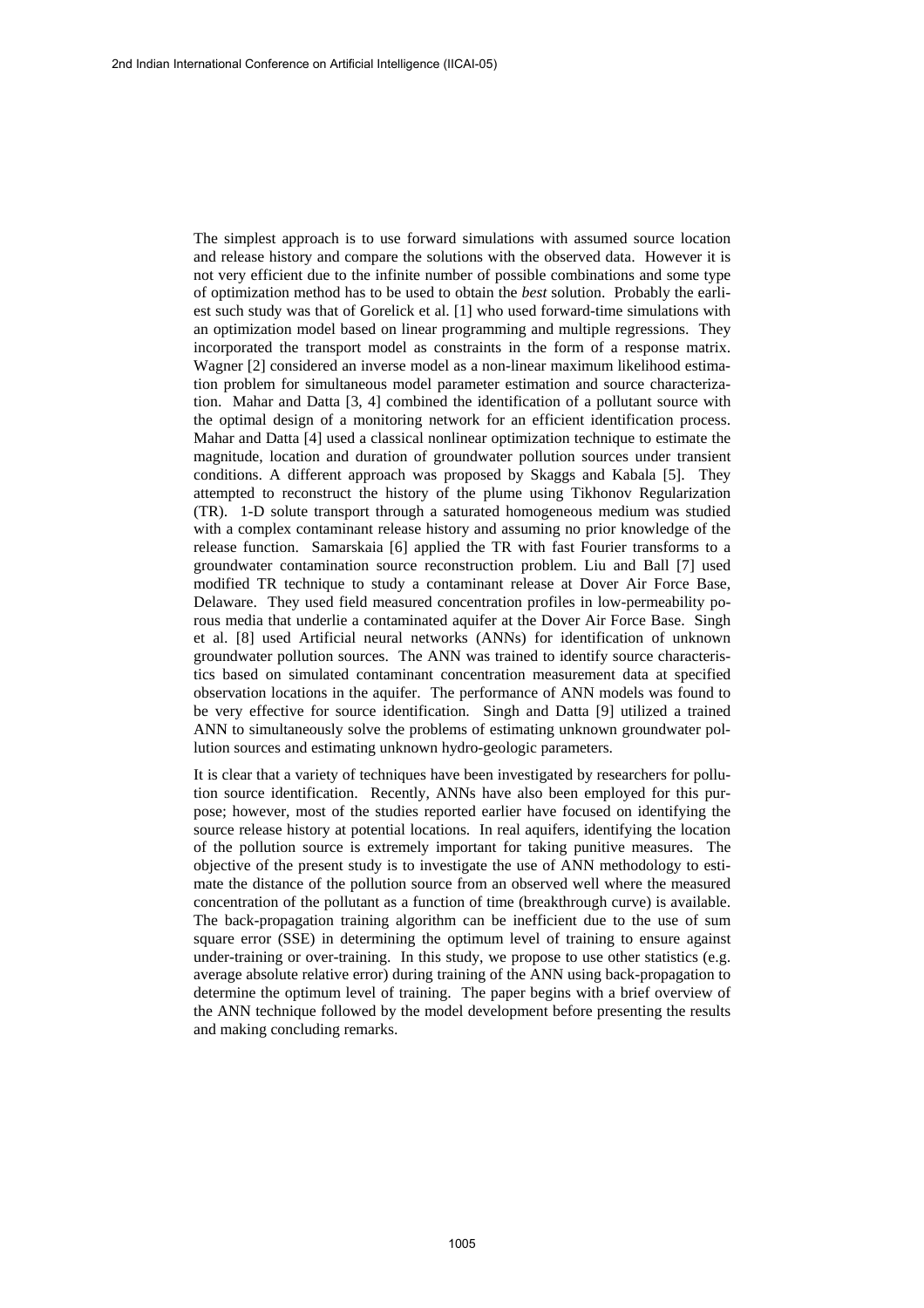The simplest approach is to use forward simulations with assumed source location and release history and compare the solutions with the observed data. However it is not very efficient due to the infinite number of possible combinations and some type of optimization method has to be used to obtain the *best* solution. Probably the earliest such study was that of Gorelick et al. [1] who used forward-time simulations with an optimization model based on linear programming and multiple regressions. They incorporated the transport model as constraints in the form of a response matrix. Wagner [2] considered an inverse model as a non-linear maximum likelihood estimation problem for simultaneous model parameter estimation and source characterization. Mahar and Datta [3, 4] combined the identification of a pollutant source with the optimal design of a monitoring network for an efficient identification process. Mahar and Datta [4] used a classical nonlinear optimization technique to estimate the magnitude, location and duration of groundwater pollution sources under transient conditions. A different approach was proposed by Skaggs and Kabala [5]. They attempted to reconstruct the history of the plume using Tikhonov Regularization (TR). 1-D solute transport through a saturated homogeneous medium was studied with a complex contaminant release history and assuming no prior knowledge of the release function. Samarskaia [6] applied the TR with fast Fourier transforms to a groundwater contamination source reconstruction problem. Liu and Ball [7] used modified TR technique to study a contaminant release at Dover Air Force Base, Delaware. They used field measured concentration profiles in low-permeability porous media that underlie a contaminated aquifer at the Dover Air Force Base. Singh et al. [8] used Artificial neural networks (ANNs) for identification of unknown groundwater pollution sources. The ANN was trained to identify source characteristics based on simulated contaminant concentration measurement data at specified observation locations in the aquifer. The performance of ANN models was found to be very effective for source identification. Singh and Datta [9] utilized a trained ANN to simultaneously solve the problems of estimating unknown groundwater pollution sources and estimating unknown hydro-geologic parameters.

It is clear that a variety of techniques have been investigated by researchers for pollution source identification. Recently, ANNs have also been employed for this purpose; however, most of the studies reported earlier have focused on identifying the source release history at potential locations. In real aquifers, identifying the location of the pollution source is extremely important for taking punitive measures. The objective of the present study is to investigate the use of ANN methodology to estimate the distance of the pollution source from an observed well where the measured concentration of the pollutant as a function of time (breakthrough curve) is available. The back-propagation training algorithm can be inefficient due to the use of sum square error (SSE) in determining the optimum level of training to ensure against under-training or over-training. In this study, we propose to use other statistics (e.g. average absolute relative error) during training of the ANN using back-propagation to determine the optimum level of training. The paper begins with a brief overview of the ANN technique followed by the model development before presenting the results and making concluding remarks.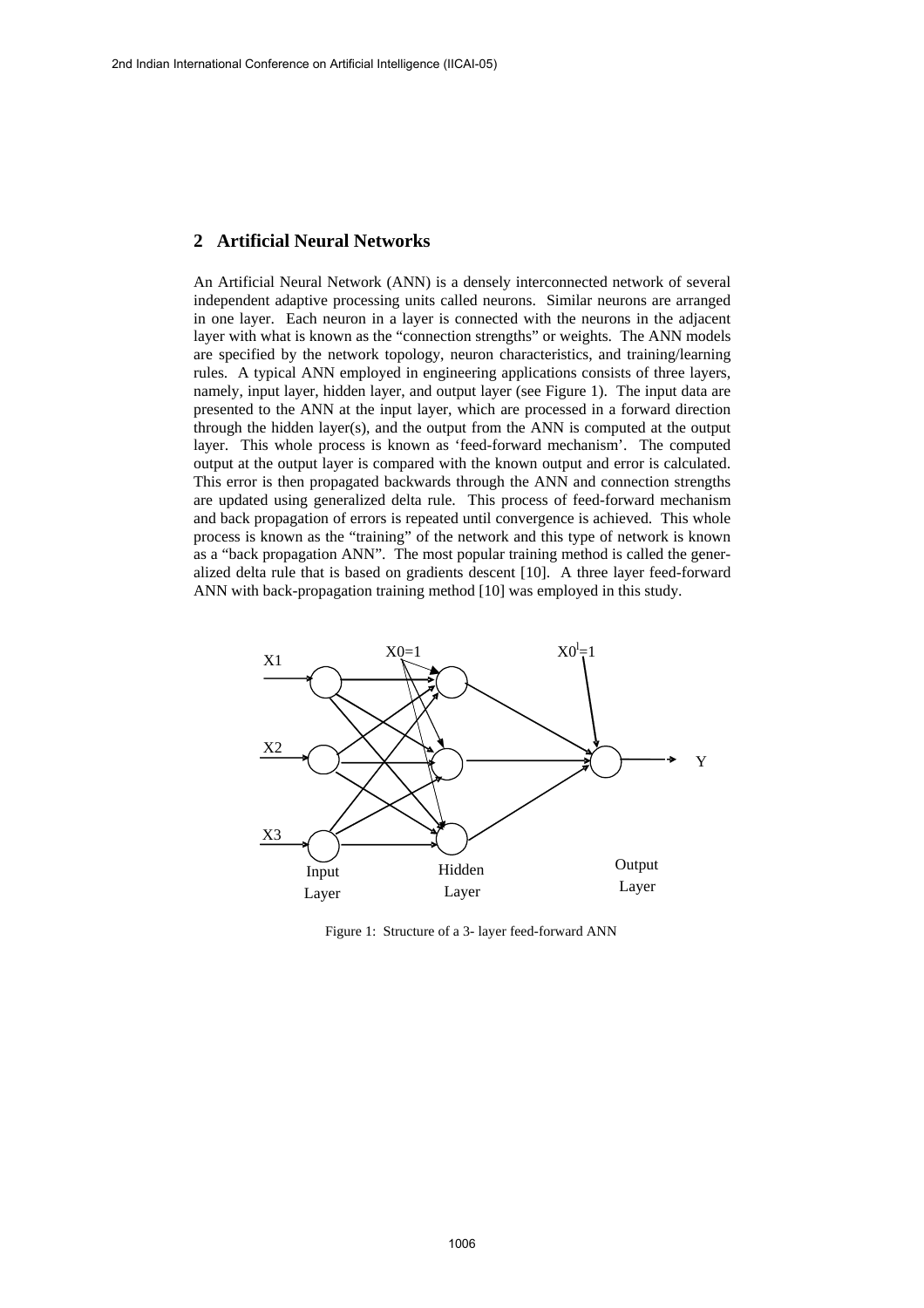## 2 Artificial Neural Networks

An Artificial Neural Network (ANN) is a densely interconnected network of several independent adaptive processing units called neurons. Similar neurons are arranged in one layer. Each neuron in a layer is connected with the neurons in the adjacent layer with what is known as the "connection strengths" or weights. The ANN models are specified by the network topology, neuron characteristics, and training/learning rules. A typical ANN employed in engineering applications consists of three layers, namely, input layer, hidden layer, and output layer (see Figure 1). The input data are presented to the ANN at the input layer, which are processed in a forward direction through the hidden layer(s), and the output from the ANN is computed at the output layer. This whole process is known as 'feed-forward mechanism'. The computed output at the output layer is compared with the known output and error is calculated. This error is then propagated backwards through the ANN and connection strengths are updated using generalized delta rule. This process of feed-forward mechanism and back propagation of errors is repeated until convergence is achieved. This whole process is known as the "training" of the network and this type of network is known as a "back propagation ANN". The most popular training method is called the generalized delta rule that is based on gradients descent [10]. A three layer feed-forward ANN with back-propagation training method [10] was employed in this study.

Figure 1: Structure of a 3- layer feed-forward ANN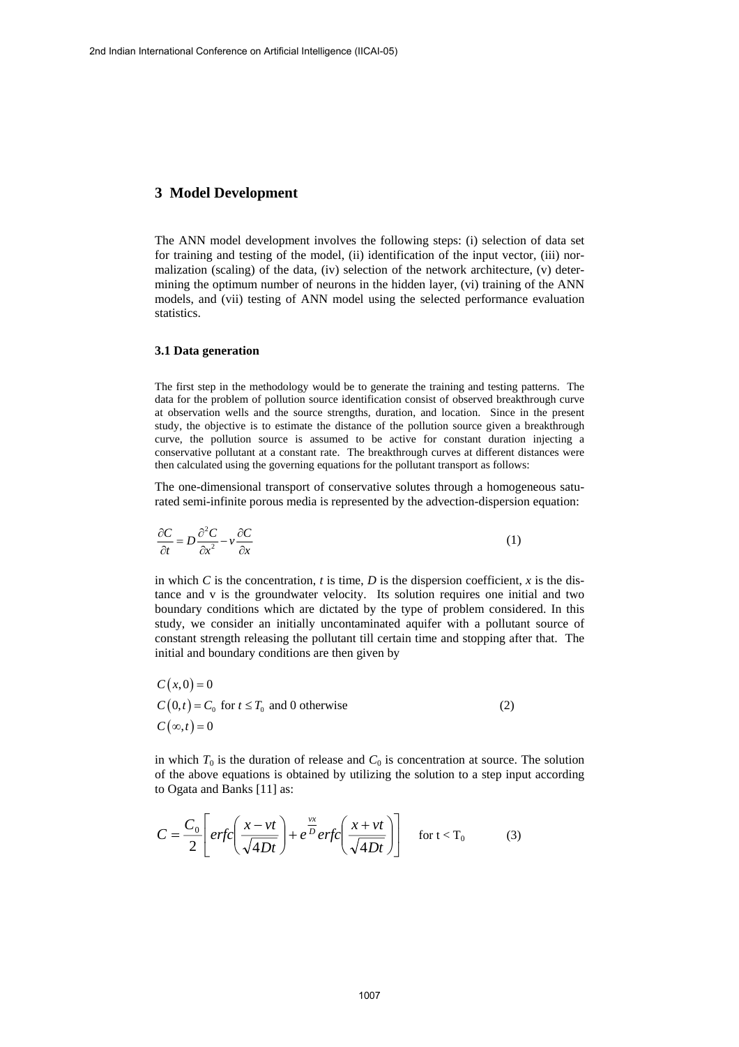## 3 Model Development

The ANN model development involves the following steps: (i) selection of data set for training and testing of the model, (ii) identification of the input vector, (iii) normalization (scaling) of the data, (iv) selection of the network architecture, (v) determining the optimum number of neurons in the hidden layer, (vi) training of the ANN models, and (vii) testing of ANN model using the selected performance evaluation statistics.

### 3.1 Data generation

The first step in the methodology would be to generate the training and testing patterns. The data for the problem of pollution source identification consist of observed breakthrough curve at observation wells and the source strengths, duration, and location. Since in the present study, the objective is to estimate the distance of the pollution source given a breakthrough curve, the pollution source is assumed to be active for constant duration injecting a conservative pollutant at a constant rate. The breakthrough curves at different distances were then calculated using the governing equations for the pollutant transport as follows:

The one-dimensional transport of conservative solutes through a homogeneous saturated semi-infinite porous media is represented by the advection-dispersion equation:

$$\frac{\partial C}{\partial t} = D\frac{\partial^2 C}{\partial x^2} - v\frac{\partial C}{\partial x} \tag{1}$$

in which $C$ is the concentration, $t$ is time, $D$ is the dispersion coefficient, $x$ is the distance and v is the groundwater velocity. Its solution requires one initial and two boundary conditions which are dictated by the type of problem considered. In this study, we consider an initially uncontaminated aquifer with a pollutant source of constant strength releasing the pollutant till certain time and stopping after that. The initial and boundary conditions are then given by

$$\begin{aligned} &C(x,0) = 0 \\ &C(0,t) = C_0 \text{ for } t \le T_0 \text{ and 0 otherwise} \\ &C(\infty,t) = 0 \end{aligned} \tag{2}$$

in which $T_0$ is the duration of release and $C_0$ is concentration at source. The solution of the above equations is obtained by utilizing the solution to a step input according to Ogata and Banks [11] as:

$$C = \frac{C_0}{2}\left[ erfc\left(\frac{x - vt}{\sqrt{4Dt}}\right) + e^{\frac{vx}{D}} erfc\left(\frac{x + vt}{\sqrt{4Dt}}\right)\right] \quad \text{for t} < \text{T}_0 \tag{3}$$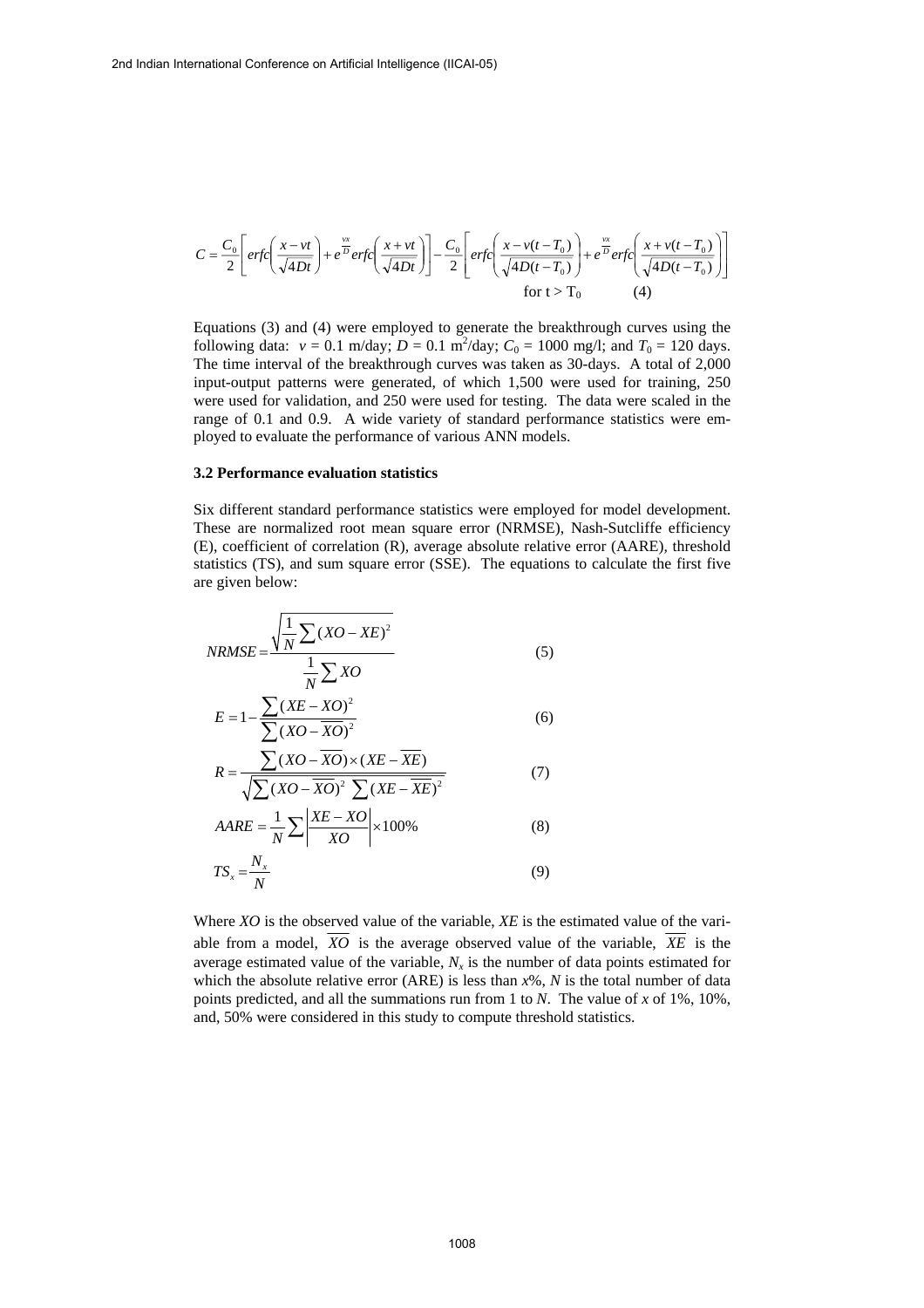$$C = \frac{C_0}{2}\left[ erfc\left(\frac{x - vt}{\sqrt{4Dt}}\right) + e^{\frac{vx}{D}} erfc\left(\frac{x + vt}{\sqrt{4Dt}}\right)\right] - \frac{C_0}{2}\left[ erfc\left(\frac{x - v(t - T_0)}{\sqrt{4D(t - T_0)}}\right) + e^{\frac{vx}{D}} erfc\left(\frac{x + v(t - T_0)}{\sqrt{4D(t - T_0)}}\right)\right]$$

$$\text{for } t > T_0 \qquad (4)$$

Equations (3) and (4) were employed to generate the breakthrough curves using the following data: $v = 0.1$ m/day; $D = 0.1$ $m^2$/day; $C_0 = 1000$ mg/l; and $T_0 = 120$ days. The time interval of the breakthrough curves was taken as 30-days. A total of 2,000 input-output patterns were generated, of which 1,500 were used for training, 250 were used for validation, and 250 were used for testing. The data were scaled in the range of 0.1 and 0.9. A wide variety of standard performance statistics were employed to evaluate the performance of various ANN models.

### 3.2 Performance evaluation statistics

Six different standard performance statistics were employed for model development. These are normalized root mean square error (NRMSE), Nash-Sutcliffe efficiency (E), coefficient of correlation (R), average absolute relative error (AARE), threshold statistics (TS), and sum square error (SSE). The equations to calculate the first five are given below:

$$NRMSE = \frac{\sqrt{\frac{1}{N}\sum (XO - XE)^2}}{\frac{1}{N}\sum XO} \qquad (5)$$

$$E = 1 - \frac{\sum (XE - XO)^2}{\sum (XO - \overline{XO})^2} \qquad (6)$$

$$R = \frac{\sum (XO - \overline{XO}) \times (XE - \overline{XE})}{\sqrt{\sum (XO - \overline{XO})^2 \ \sum (XE - \overline{XE})^2}} \qquad (7)$$

$$AARE = \frac{1}{N}\sum \left| \frac{XE - XO}{XO} \right| \times 100\% \qquad (8)$$

$$TS_x = \frac{N_x}{N} \qquad (9)$$

Where *XO* is the observed value of the variable, *XE* is the estimated value of the variable from a model, $\overline{XO}$ is the average observed value of the variable, $\overline{XE}$ is the average estimated value of the variable, $N_x$ is the number of data points estimated for which the absolute relative error (ARE) is less than $x$%, $N$ is the total number of data points predicted, and all the summations run from 1 to $N$. The value of $x$ of 1%, 10%, and, 50% were considered in this study to compute threshold statistics.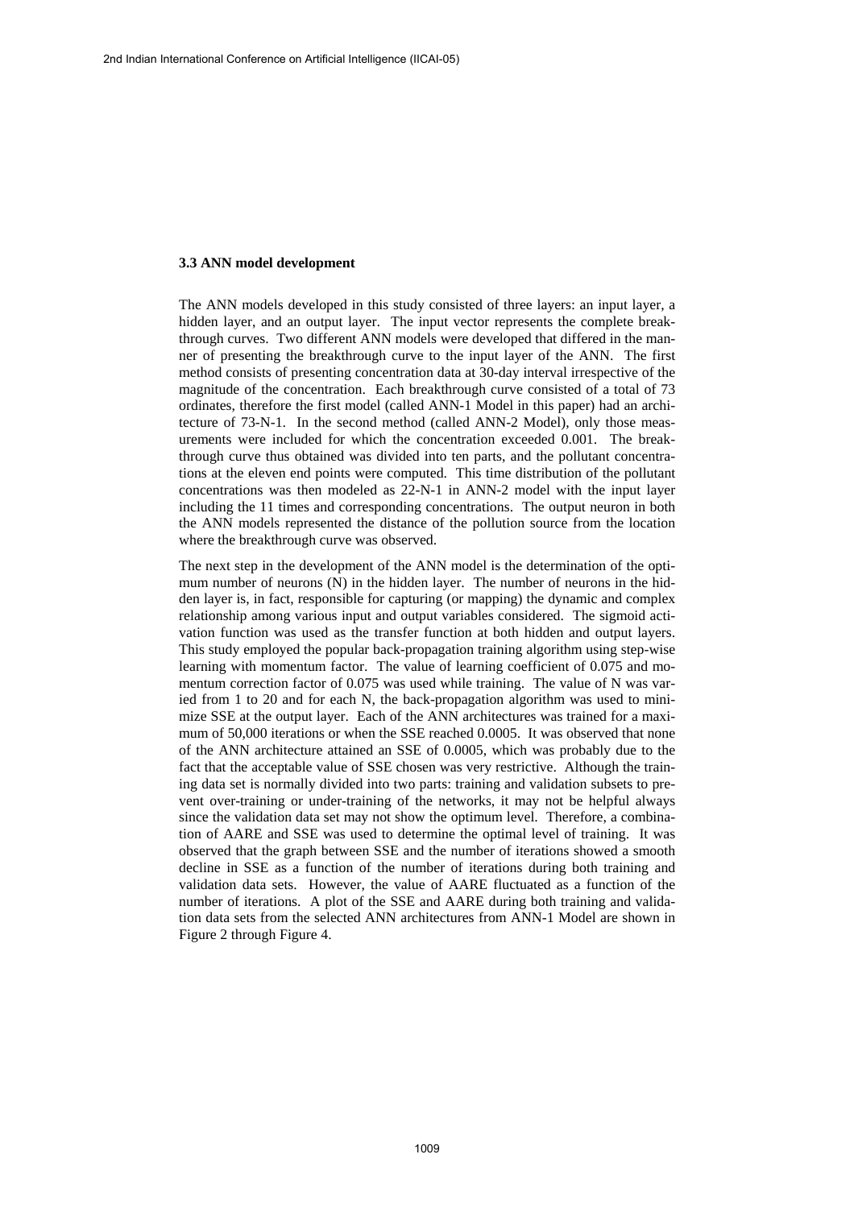### 3.3 ANN model development

The ANN models developed in this study consisted of three layers: an input layer, a hidden layer, and an output layer. The input vector represents the complete breakthrough curves. Two different ANN models were developed that differed in the manner of presenting the breakthrough curve to the input layer of the ANN. The first method consists of presenting concentration data at 30-day interval irrespective of the magnitude of the concentration. Each breakthrough curve consisted of a total of 73 ordinates, therefore the first model (called ANN-1 Model in this paper) had an architecture of 73-N-1. In the second method (called ANN-2 Model), only those measurements were included for which the concentration exceeded 0.001. The breakthrough curve thus obtained was divided into ten parts, and the pollutant concentrations at the eleven end points were computed. This time distribution of the pollutant concentrations was then modeled as 22-N-1 in ANN-2 model with the input layer including the 11 times and corresponding concentrations. The output neuron in both the ANN models represented the distance of the pollution source from the location where the breakthrough curve was observed.

The next step in the development of the ANN model is the determination of the optimum number of neurons (N) in the hidden layer. The number of neurons in the hidden layer is, in fact, responsible for capturing (or mapping) the dynamic and complex relationship among various input and output variables considered. The sigmoid activation function was used as the transfer function at both hidden and output layers. This study employed the popular back-propagation training algorithm using step-wise learning with momentum factor. The value of learning coefficient of 0.075 and momentum correction factor of 0.075 was used while training. The value of N was varied from 1 to 20 and for each N, the back-propagation algorithm was used to minimize SSE at the output layer. Each of the ANN architectures was trained for a maximum of 50,000 iterations or when the SSE reached 0.0005. It was observed that none of the ANN architecture attained an SSE of 0.0005, which was probably due to the fact that the acceptable value of SSE chosen was very restrictive. Although the training data set is normally divided into two parts: training and validation subsets to prevent over-training or under-training of the networks, it may not be helpful always since the validation data set may not show the optimum level. Therefore, a combination of AARE and SSE was used to determine the optimal level of training. It was observed that the graph between SSE and the number of iterations showed a smooth decline in SSE as a function of the number of iterations during both training and validation data sets. However, the value of AARE fluctuated as a function of the number of iterations. A plot of the SSE and AARE during both training and validation data sets from the selected ANN architectures from ANN-1 Model are shown in Figure 2 through Figure 4.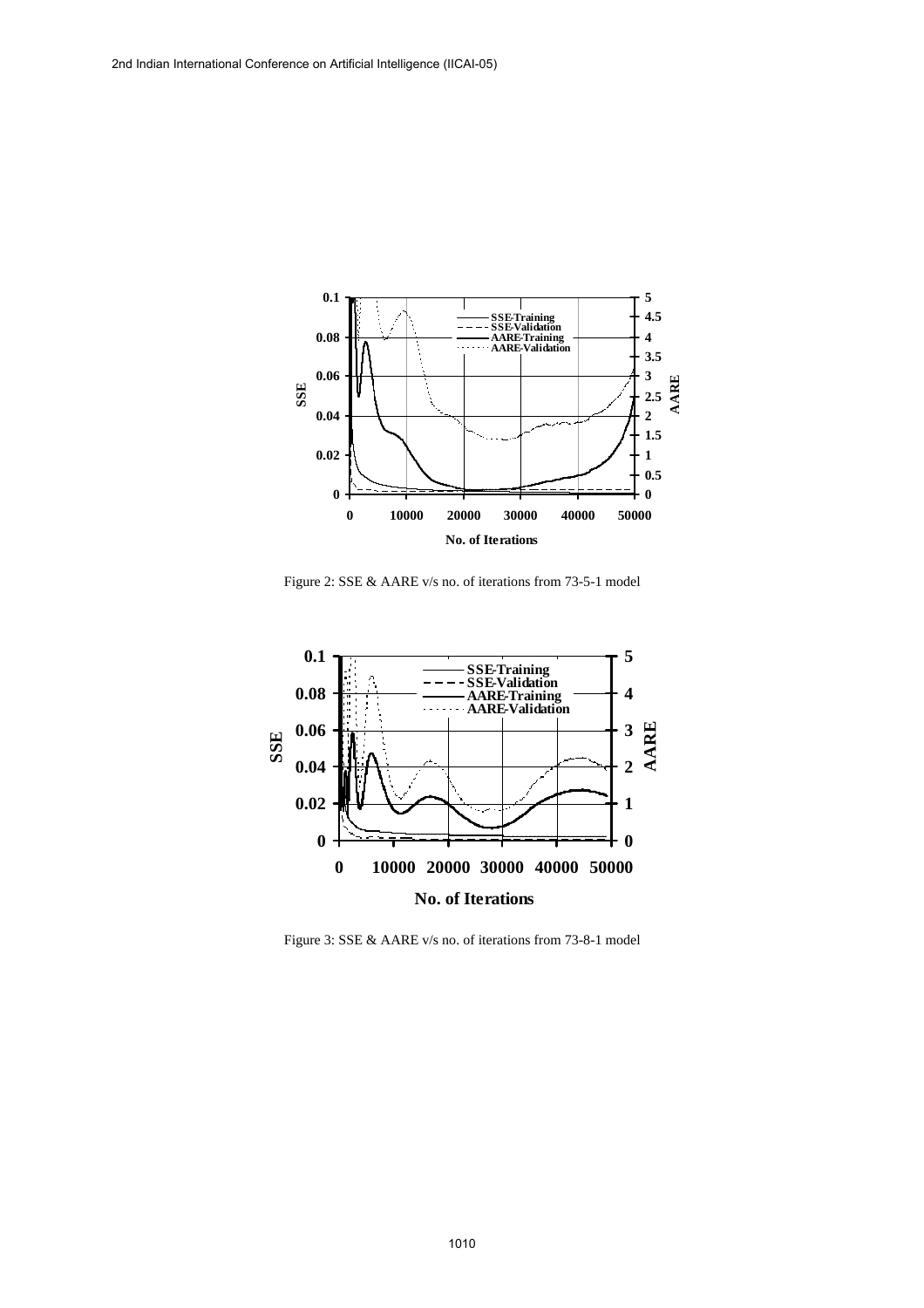Figure 2: SSE & AARE v/s no. of iterations from 73-5-1 model

Figure 3: SSE & AARE v/s no. of iterations from 73-8-1 model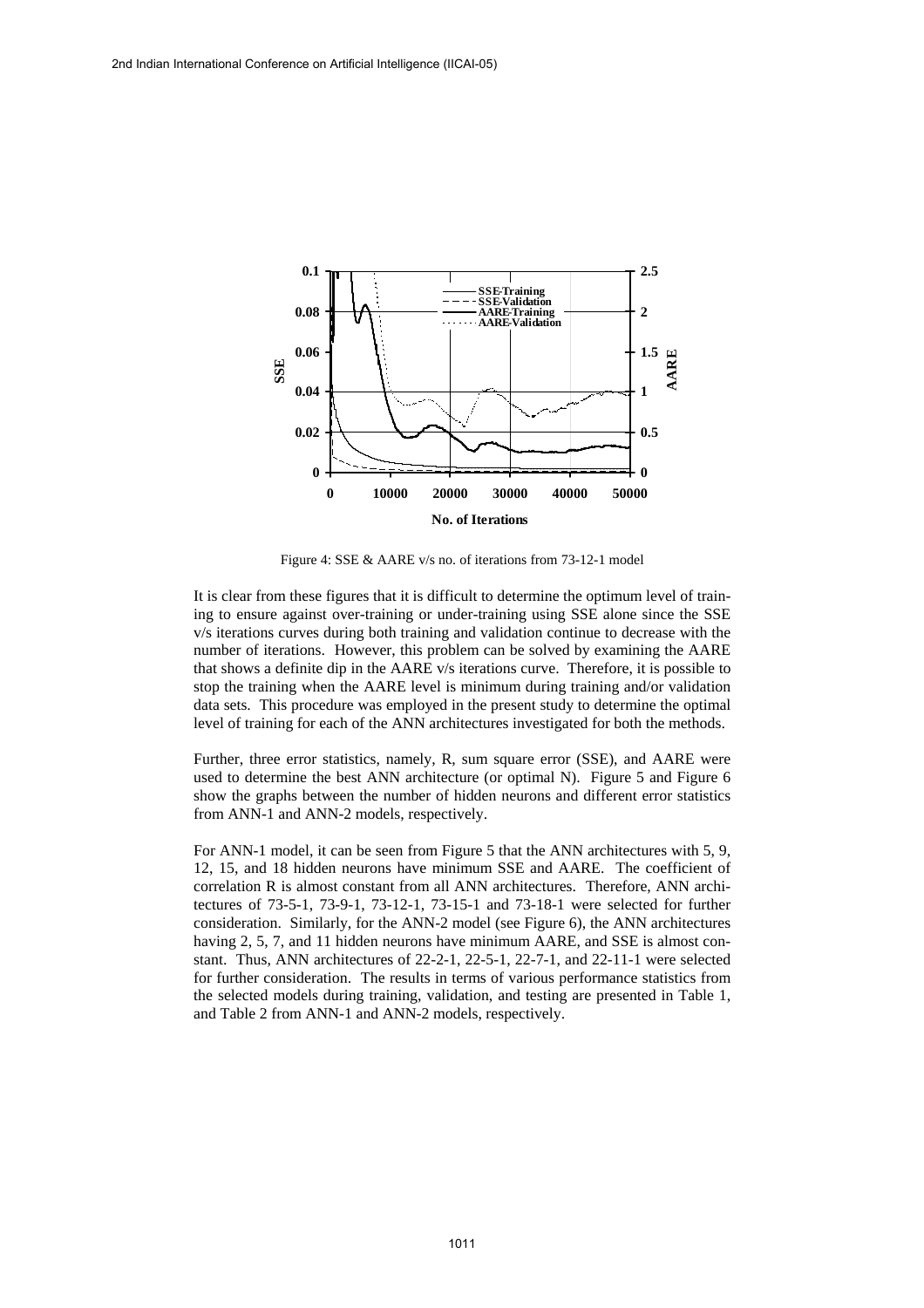Figure 4: SSE & AARE v/s no. of iterations from 73-12-1 model

It is clear from these figures that it is difficult to determine the optimum level of training to ensure against over-training or under-training using SSE alone since the SSE v/s iterations curves during both training and validation continue to decrease with the number of iterations. However, this problem can be solved by examining the AARE that shows a definite dip in the AARE v/s iterations curve. Therefore, it is possible to stop the training when the AARE level is minimum during training and/or validation data sets. This procedure was employed in the present study to determine the optimal level of training for each of the ANN architectures investigated for both the methods.

Further, three error statistics, namely, R, sum square error (SSE), and AARE were used to determine the best ANN architecture (or optimal N). Figure 5 and Figure 6 show the graphs between the number of hidden neurons and different error statistics from ANN-1 and ANN-2 models, respectively.

For ANN-1 model, it can be seen from Figure 5 that the ANN architectures with 5, 9, 12, 15, and 18 hidden neurons have minimum SSE and AARE. The coefficient of correlation R is almost constant from all ANN architectures. Therefore, ANN architectures of 73-5-1, 73-9-1, 73-12-1, 73-15-1 and 73-18-1 were selected for further consideration. Similarly, for the ANN-2 model (see Figure 6), the ANN architectures having 2, 5, 7, and 11 hidden neurons have minimum AARE, and SSE is almost constant. Thus, ANN architectures of 22-2-1, 22-5-1, 22-7-1, and 22-11-1 were selected for further consideration. The results in terms of various performance statistics from the selected models during training, validation, and testing are presented in Table 1, and Table 2 from ANN-1 and ANN-2 models, respectively.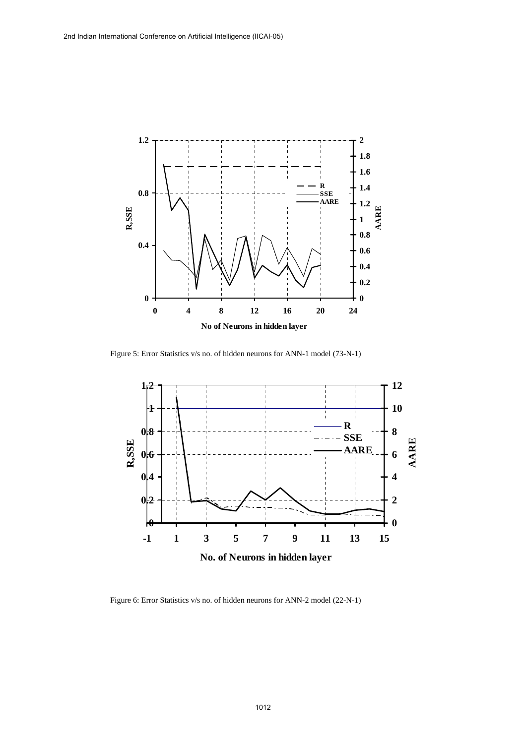Figure 5: Error Statistics v/s no. of hidden neurons for ANN-1 model (73-N-1)

Figure 6: Error Statistics v/s no. of hidden neurons for ANN-2 model (22-N-1)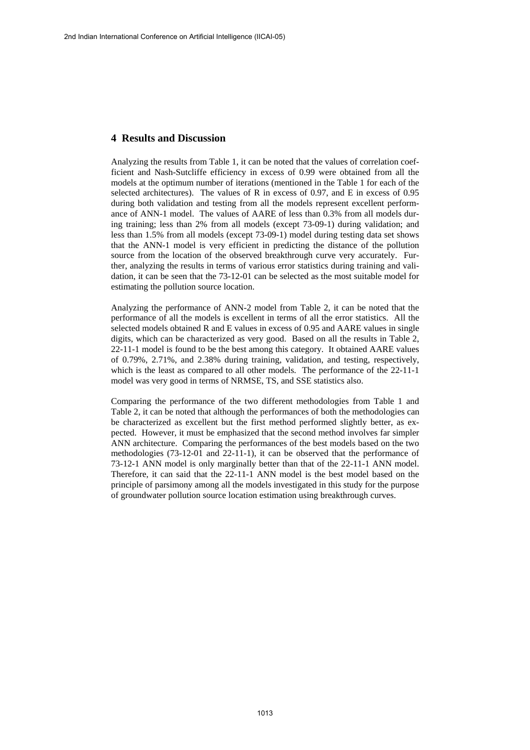## 4 Results and Discussion

Analyzing the results from Table 1, it can be noted that the values of correlation coefficient and Nash-Sutcliffe efficiency in excess of 0.99 were obtained from all the models at the optimum number of iterations (mentioned in the Table 1 for each of the selected architectures). The values of R in excess of 0.97, and E in excess of 0.95 during both validation and testing from all the models represent excellent performance of ANN-1 model. The values of AARE of less than 0.3% from all models during training; less than 2% from all models (except 73-09-1) during validation; and less than 1.5% from all models (except 73-09-1) model during testing data set shows that the ANN-1 model is very efficient in predicting the distance of the pollution source from the location of the observed breakthrough curve very accurately. Further, analyzing the results in terms of various error statistics during training and validation, it can be seen that the 73-12-01 can be selected as the most suitable model for estimating the pollution source location.

Analyzing the performance of ANN-2 model from Table 2, it can be noted that the performance of all the models is excellent in terms of all the error statistics. All the selected models obtained R and E values in excess of 0.95 and AARE values in single digits, which can be characterized as very good. Based on all the results in Table 2, 22-11-1 model is found to be the best among this category. It obtained AARE values of 0.79%, 2.71%, and 2.38% during training, validation, and testing, respectively, which is the least as compared to all other models. The performance of the 22-11-1 model was very good in terms of NRMSE, TS, and SSE statistics also.

Comparing the performance of the two different methodologies from Table 1 and Table 2, it can be noted that although the performances of both the methodologies can be characterized as excellent but the first method performed slightly better, as expected. However, it must be emphasized that the second method involves far simpler ANN architecture. Comparing the performances of the best models based on the two methodologies (73-12-01 and 22-11-1), it can be observed that the performance of 73-12-1 ANN model is only marginally better than that of the 22-11-1 ANN model. Therefore, it can said that the 22-11-1 ANN model is the best model based on the principle of parsimony among all the models investigated in this study for the purpose of groundwater pollution source location estimation using breakthrough curves.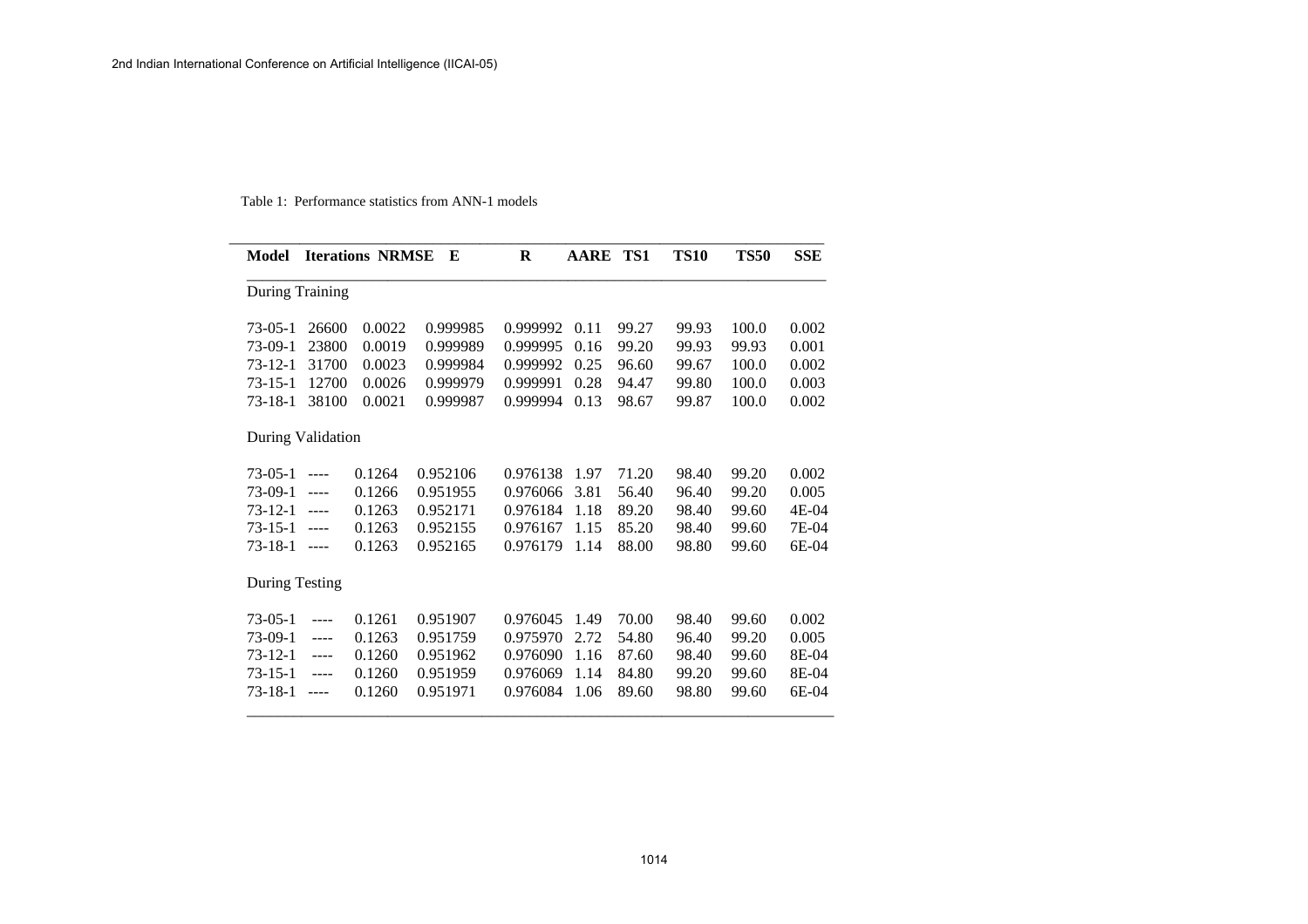Table 1: Performance statistics from ANN-1 models

| Model | Iterations | NRMSE | E | R | AARE | TS1 | TS10 | TS50 | SSE |
|---|---|---|---|---|---|---|---|---|---|
| During Training | | | | | | | | | |
| 73-05-1 | 26600 | 0.0022 | 0.999985 | 0.999992 | 0.11 | 99.27 | 99.93 | 100.0 | 0.002 |
| 73-09-1 | 23800 | 0.0019 | 0.999989 | 0.999995 | 0.16 | 99.20 | 99.93 | 99.93 | 0.001 |
| 73-12-1 | 31700 | 0.0023 | 0.999984 | 0.999992 | 0.25 | 96.60 | 99.67 | 100.0 | 0.002 |
| 73-15-1 | 12700 | 0.0026 | 0.999979 | 0.999991 | 0.28 | 94.47 | 99.80 | 100.0 | 0.003 |
| 73-18-1 | 38100 | 0.0021 | 0.999987 | 0.999994 | 0.13 | 98.67 | 99.87 | 100.0 | 0.002 |
| During Validation | | | | | | | | | |
| 73-05-1 | ---- | 0.1264 | 0.952106 | 0.976138 | 1.97 | 71.20 | 98.40 | 99.20 | 0.002 |
| 73-09-1 | ---- | 0.1266 | 0.951955 | 0.976066 | 3.81 | 56.40 | 96.40 | 99.20 | 0.005 |
| 73-12-1 | ---- | 0.1263 | 0.952171 | 0.976184 | 1.18 | 89.20 | 98.40 | 99.60 | 4E-04 |
| 73-15-1 | ---- | 0.1263 | 0.952155 | 0.976167 | 1.15 | 85.20 | 98.40 | 99.60 | 7E-04 |
| 73-18-1 | ---- | 0.1263 | 0.952165 | 0.976179 | 1.14 | 88.00 | 98.80 | 99.60 | 6E-04 |
| During Testing | | | | | | | | | |
| 73-05-1 | ---- | 0.1261 | 0.951907 | 0.976045 | 1.49 | 70.00 | 98.40 | 99.60 | 0.002 |
| 73-09-1 | ---- | 0.1263 | 0.951759 | 0.975970 | 2.72 | 54.80 | 96.40 | 99.20 | 0.005 |
| 73-12-1 | ---- | 0.1260 | 0.951962 | 0.976090 | 1.16 | 87.60 | 98.40 | 99.60 | 8E-04 |
| 73-15-1 | ---- | 0.1260 | 0.951959 | 0.976069 | 1.14 | 84.80 | 99.20 | 99.60 | 8E-04 |
| 73-18-1 | ---- | 0.1260 | 0.951971 | 0.976084 | 1.06 | 89.60 | 98.80 | 99.60 | 6E-04 |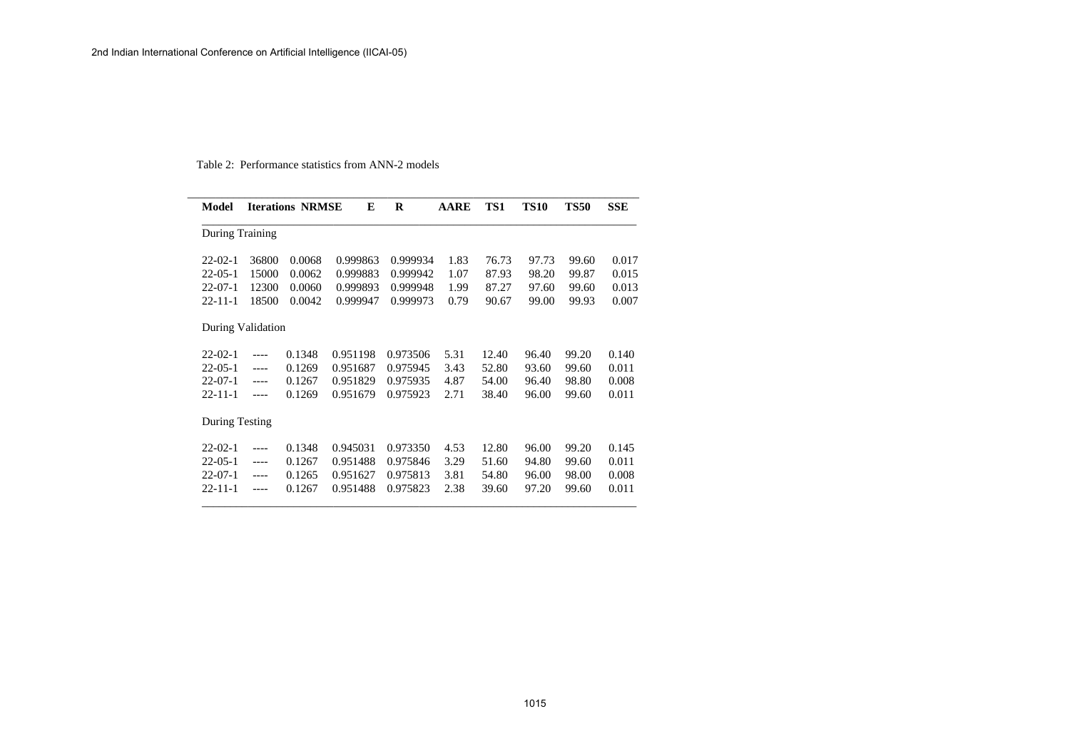Table 2: Performance statistics from ANN-2 models

| Model | Iterations | NRMSE | E | R | AARE | TS1 | TS10 | TS50 | SSE |
|---|---|---|---|---|---|---|---|---|---|
| During Training | | | | | | | | | |
| 22-02-1 | 36800 | 0.0068 | 0.999863 | 0.999934 | 1.83 | 76.73 | 97.73 | 99.60 | 0.017 |
| 22-05-1 | 15000 | 0.0062 | 0.999883 | 0.999942 | 1.07 | 87.93 | 98.20 | 99.87 | 0.015 |
| 22-07-1 | 12300 | 0.0060 | 0.999893 | 0.999948 | 1.99 | 87.27 | 97.60 | 99.60 | 0.013 |
| 22-11-1 | 18500 | 0.0042 | 0.999947 | 0.999973 | 0.79 | 90.67 | 99.00 | 99.93 | 0.007 |
| During Validation | | | | | | | | | |
| 22-02-1 | ---- | 0.1348 | 0.951198 | 0.973506 | 5.31 | 12.40 | 96.40 | 99.20 | 0.140 |
| 22-05-1 | ---- | 0.1269 | 0.951687 | 0.975945 | 3.43 | 52.80 | 93.60 | 99.60 | 0.011 |
| 22-07-1 | ---- | 0.1267 | 0.951829 | 0.975935 | 4.87 | 54.00 | 96.40 | 98.80 | 0.008 |
| 22-11-1 | ---- | 0.1269 | 0.951679 | 0.975923 | 2.71 | 38.40 | 96.00 | 99.60 | 0.011 |
| During Testing | | | | | | | | | |
| 22-02-1 | ---- | 0.1348 | 0.945031 | 0.973350 | 4.53 | 12.80 | 96.00 | 99.20 | 0.145 |
| 22-05-1 | ---- | 0.1267 | 0.951488 | 0.975846 | 3.29 | 51.60 | 94.80 | 99.60 | 0.011 |
| 22-07-1 | ---- | 0.1265 | 0.951627 | 0.975813 | 3.81 | 54.80 | 96.00 | 98.00 | 0.008 |
| 22-11-1 | ---- | 0.1267 | 0.951488 | 0.975823 | 2.38 | 39.60 | 97.20 | 99.60 | 0.011 |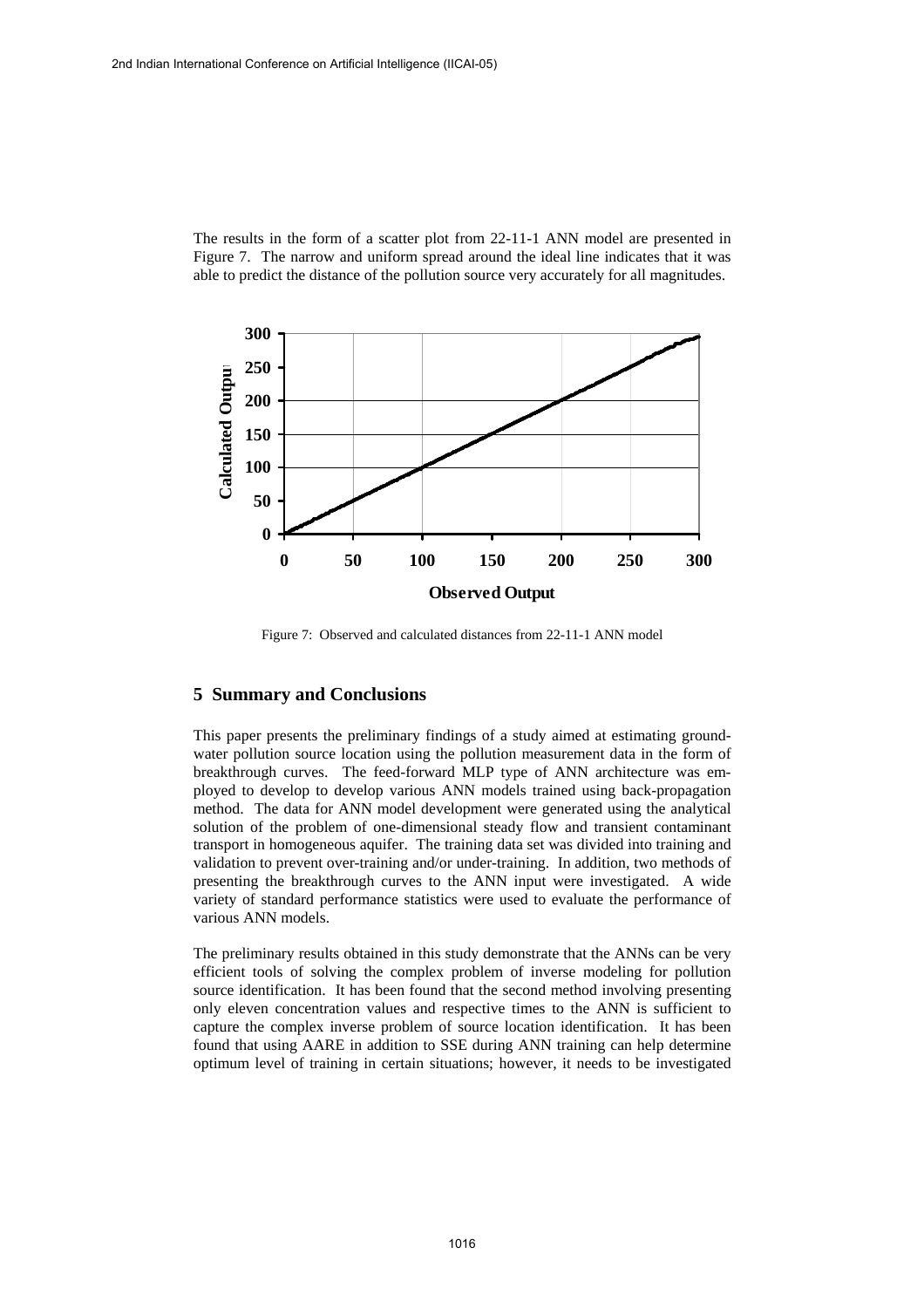The results in the form of a scatter plot from 22-11-1 ANN model are presented in Figure 7. The narrow and uniform spread around the ideal line indicates that it was able to predict the distance of the pollution source very accurately for all magnitudes.

Figure 7: Observed and calculated distances from 22-11-1 ANN model

## 5 Summary and Conclusions

This paper presents the preliminary findings of a study aimed at estimating groundwater pollution source location using the pollution measurement data in the form of breakthrough curves. The feed-forward MLP type of ANN architecture was employed to develop to develop various ANN models trained using back-propagation method. The data for ANN model development were generated using the analytical solution of the problem of one-dimensional steady flow and transient contaminant transport in homogeneous aquifer. The training data set was divided into training and validation to prevent over-training and/or under-training. In addition, two methods of presenting the breakthrough curves to the ANN input were investigated. A wide variety of standard performance statistics were used to evaluate the performance of various ANN models.

The preliminary results obtained in this study demonstrate that the ANNs can be very efficient tools of solving the complex problem of inverse modeling for pollution source identification. It has been found that the second method involving presenting only eleven concentration values and respective times to the ANN is sufficient to capture the complex inverse problem of source location identification. It has been found that using AARE in addition to SSE during ANN training can help determine optimum level of training in certain situations; however, it needs to be investigated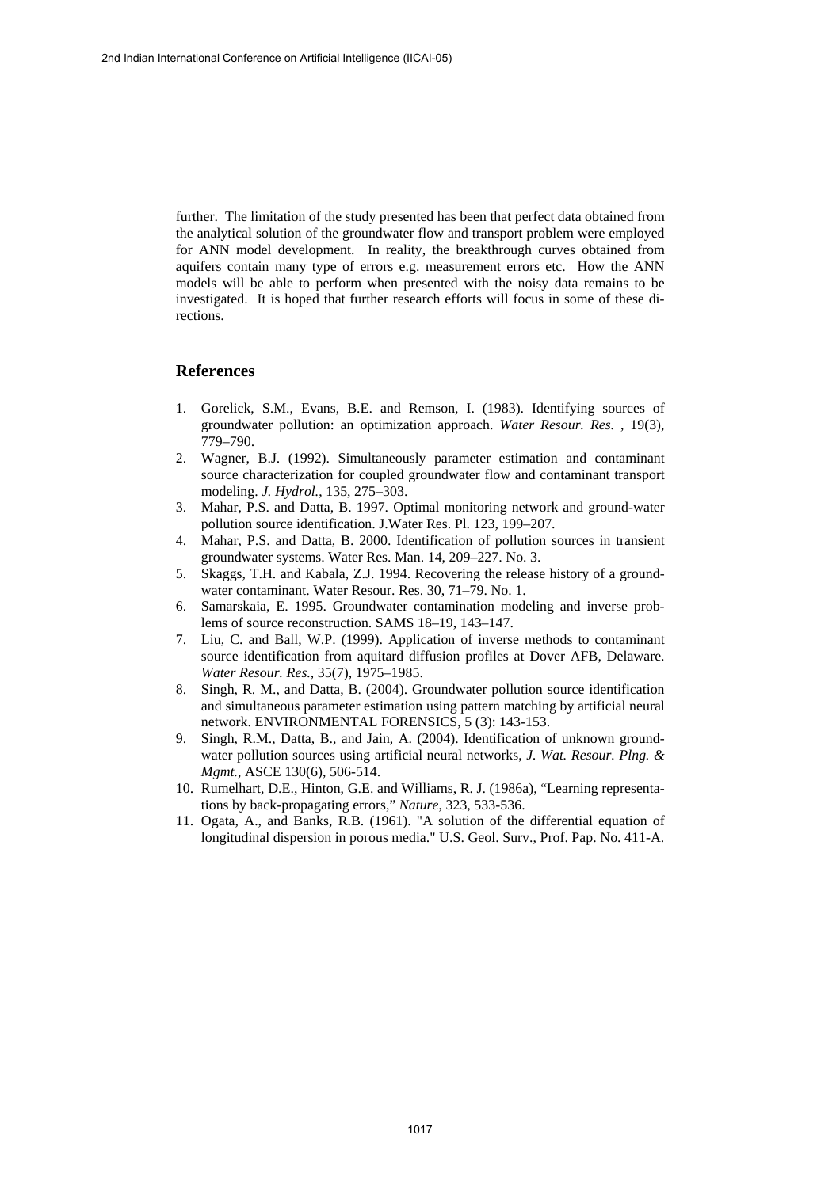further. The limitation of the study presented has been that perfect data obtained from the analytical solution of the groundwater flow and transport problem were employed for ANN model development. In reality, the breakthrough curves obtained from aquifers contain many type of errors e.g. measurement errors etc. How the ANN models will be able to perform when presented with the noisy data remains to be investigated. It is hoped that further research efforts will focus in some of these directions.

## References

1. Gorelick, S.M., Evans, B.E. and Remson, I. (1983). Identifying sources of groundwater pollution: an optimization approach. *Water Resour. Res.* , 19(3), 779–790.
2. Wagner, B.J. (1992). Simultaneously parameter estimation and contaminant source characterization for coupled groundwater flow and contaminant transport modeling. *J. Hydrol.*, 135, 275–303.
3. Mahar, P.S. and Datta, B. 1997. Optimal monitoring network and ground-water pollution source identification. J.Water Res. Pl. 123, 199–207.
4. Mahar, P.S. and Datta, B. 2000. Identification of pollution sources in transient groundwater systems. Water Res. Man. 14, 209–227. No. 3.
5. Skaggs, T.H. and Kabala, Z.J. 1994. Recovering the release history of a groundwater contaminant. Water Resour. Res. 30, 71–79. No. 1.
6. Samarskaia, E. 1995. Groundwater contamination modeling and inverse problems of source reconstruction. SAMS 18–19, 143–147.
7. Liu, C. and Ball, W.P. (1999). Application of inverse methods to contaminant source identification from aquitard diffusion profiles at Dover AFB, Delaware. *Water Resour. Res.*, 35(7), 1975–1985.
8. Singh, R. M., and Datta, B. (2004). Groundwater pollution source identification and simultaneous parameter estimation using pattern matching by artificial neural network. ENVIRONMENTAL FORENSICS, 5 (3): 143-153.
9. Singh, R.M., Datta, B., and Jain, A. (2004). Identification of unknown groundwater pollution sources using artificial neural networks, *J. Wat. Resour. Plng. & Mgmt.*, ASCE 130(6), 506-514.
10. Rumelhart, D.E., Hinton, G.E. and Williams, R. J. (1986a), "Learning representations by back-propagating errors," *Nature*, 323, 533-536.
11. Ogata, A., and Banks, R.B. (1961). "A solution of the differential equation of longitudinal dispersion in porous media." U.S. Geol. Surv., Prof. Pap. No. 411-A.